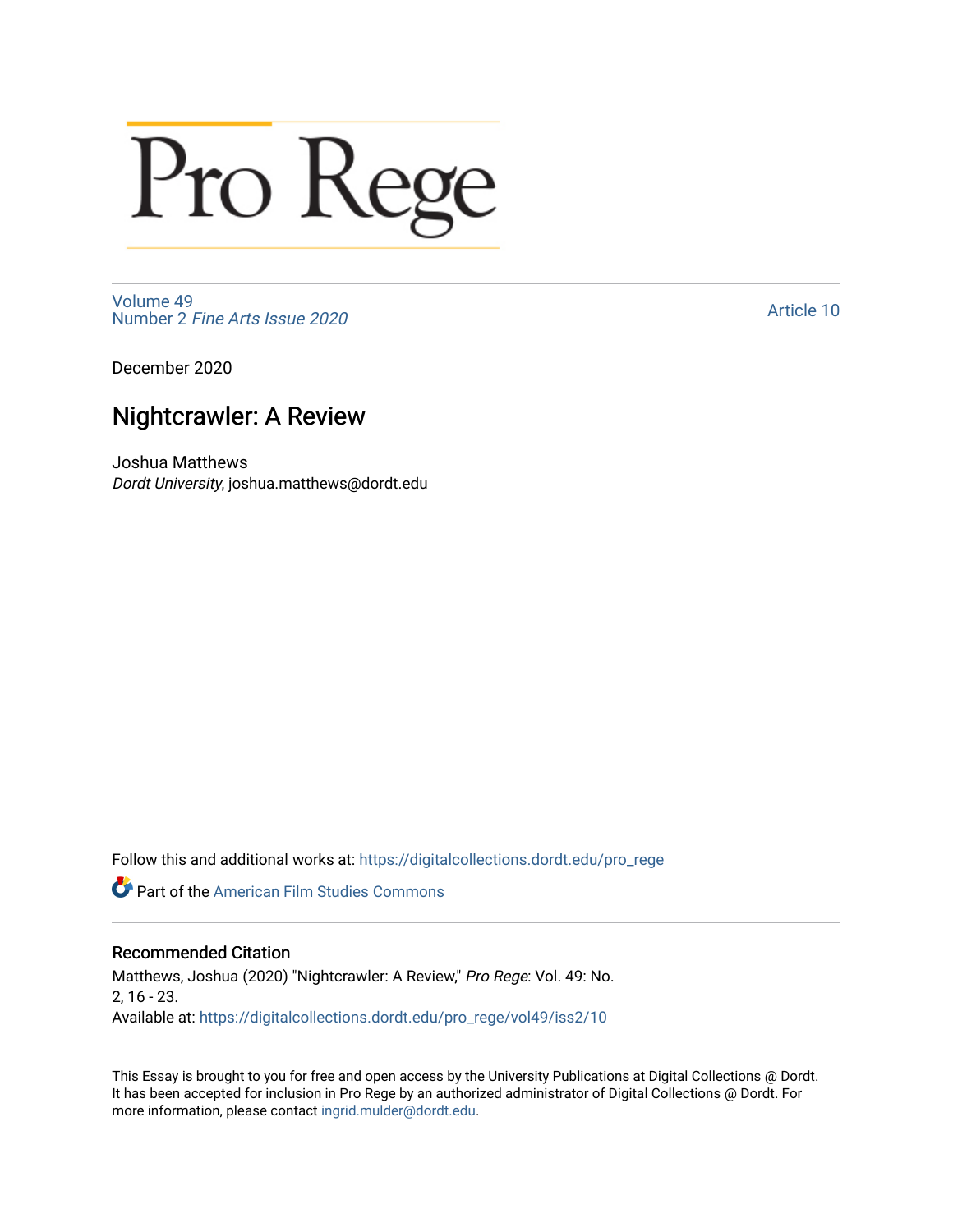# Pro Rege

Volume 49
Number 2 *Fine Arts Issue 2020*

Article 10

December 2020

## Nightcrawler: A Review

Joshua Matthews
*Dordt University*, joshua.matthews@dordt.edu

Follow this and additional works at: https://digitalcollections.dordt.edu/pro_rege

Part of the American Film Studies Commons

### Recommended Citation

Matthews, Joshua (2020) "Nightcrawler: A Review," *Pro Rege*: Vol. 49: No. 2, 16 - 23.
Available at: https://digitalcollections.dordt.edu/pro_rege/vol49/iss2/10

This Essay is brought to you for free and open access by the University Publications at Digital Collections @ Dordt. It has been accepted for inclusion in Pro Rege by an authorized administrator of Digital Collections @ Dordt. For more information, please contact ingrid.mulder@dordt.edu.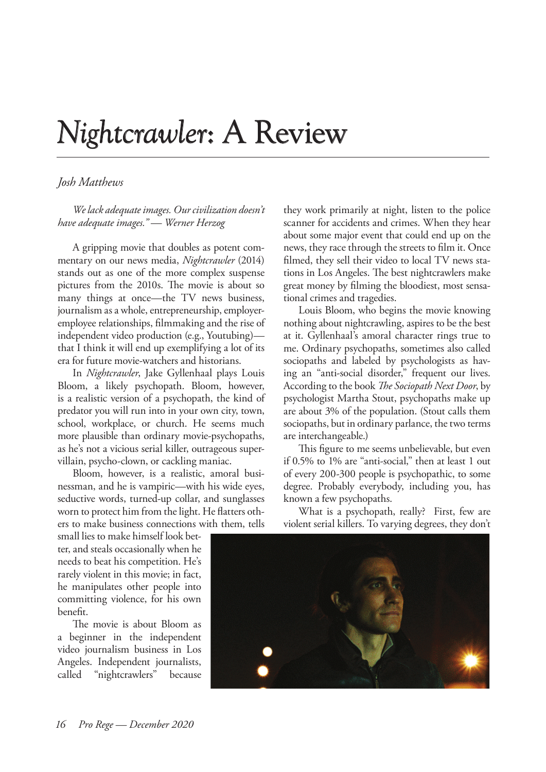# *Nightcrawler*: A Review

*Josh Matthews*

*We lack adequate images. Our civilization doesn't have adequate images." — Werner Herzog*

A gripping movie that doubles as potent commentary on our news media, *Nightcrawler* (2014) stands out as one of the more complex suspense pictures from the 2010s. The movie is about so many things at once—the TV news business, journalism as a whole, entrepreneurship, employer-employee relationships, filmmaking and the rise of independent video production (e.g., Youtubing)—that I think it will end up exemplifying a lot of its era for future movie-watchers and historians.

In *Nightcrawler*, Jake Gyllenhaal plays Louis Bloom, a likely psychopath. Bloom, however, is a realistic version of a psychopath, the kind of predator you will run into in your own city, town, school, workplace, or church. He seems much more plausible than ordinary movie-psychopaths, as he's not a vicious serial killer, outrageous super-villain, psycho-clown, or cackling maniac.

Bloom, however, is a realistic, amoral businessman, and he is vampiric—with his wide eyes, seductive words, turned-up collar, and sunglasses worn to protect him from the light. He flatters others to make business connections with them, tells small lies to make himself look better, and steals occasionally when he needs to beat his competition. He's rarely violent in this movie; in fact, he manipulates other people into committing violence, for his own benefit.

The movie is about Bloom as a beginner in the independent video journalism business in Los Angeles. Independent journalists, called "nightcrawlers" because they work primarily at night, listen to the police scanner for accidents and crimes. When they hear about some major event that could end up on the news, they race through the streets to film it. Once filmed, they sell their video to local TV news stations in Los Angeles. The best nightcrawlers make great money by filming the bloodiest, most sensational crimes and tragedies.

Louis Bloom, who begins the movie knowing nothing about nightcrawling, aspires to be the best at it. Gyllenhaal's amoral character rings true to me. Ordinary psychopaths, sometimes also called sociopaths and labeled by psychologists as having an "anti-social disorder," frequent our lives. According to the book *The Sociopath Next Door*, by psychologist Martha Stout, psychopaths make up are about 3% of the population. (Stout calls them sociopaths, but in ordinary parlance, the two terms are interchangeable.)

This figure to me seems unbelievable, but even if 0.5% to 1% are "anti-social," then at least 1 out of every 200-300 people is psychopathic, to some degree. Probably everybody, including you, has known a few psychopaths.

What is a psychopath, really? First, few are violent serial killers. To varying degrees, they don't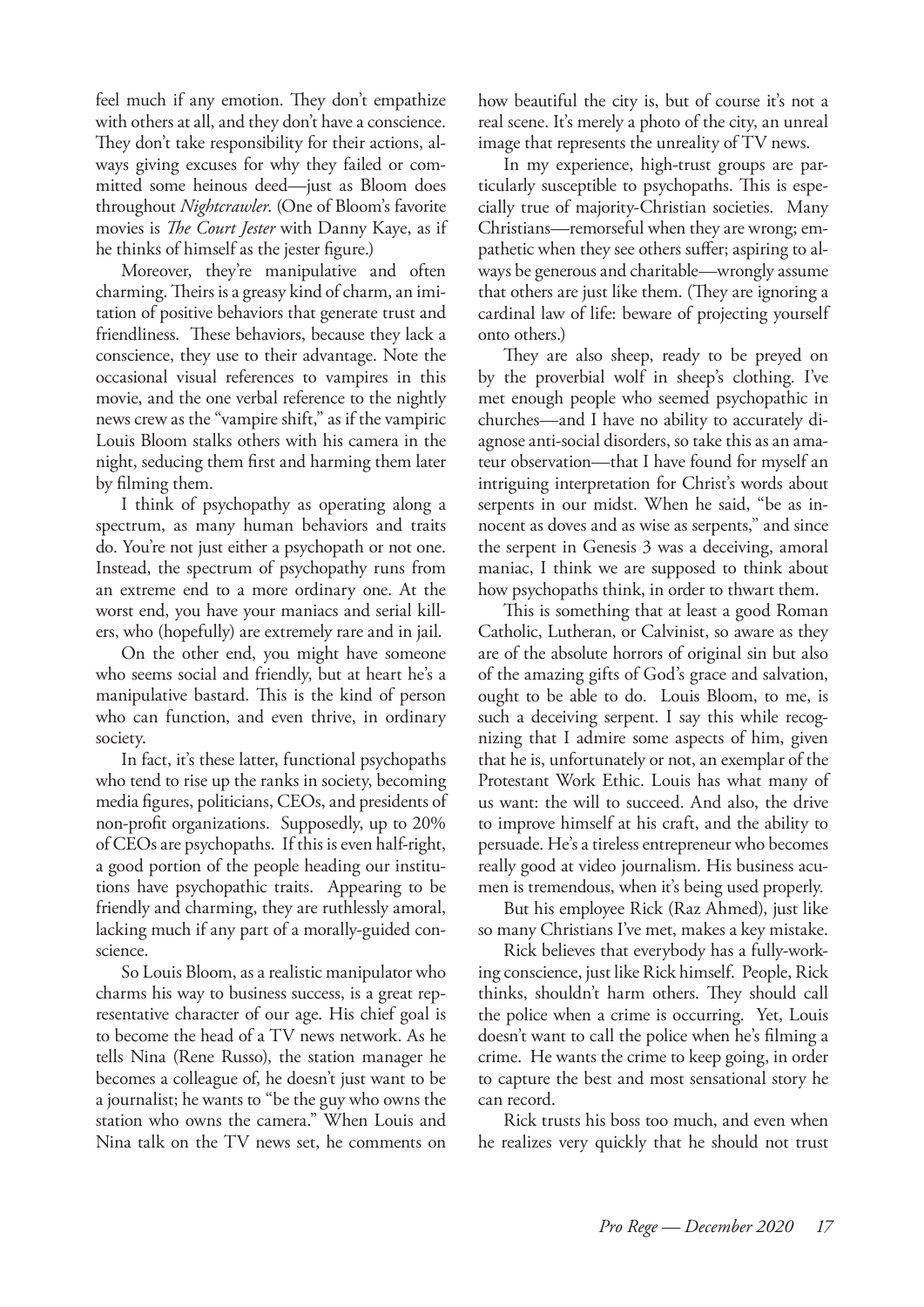feel much if any emotion. They don't empathize with others at all, and they don't have a conscience. They don't take responsibility for their actions, always giving excuses for why they failed or committed some heinous deed—just as Bloom does throughout *Nightcrawler*. (One of Bloom's favorite movies is *The Court Jester* with Danny Kaye, as if he thinks of himself as the jester figure.)

Moreover, they're manipulative and often charming. Theirs is a greasy kind of charm, an imitation of positive behaviors that generate trust and friendliness. These behaviors, because they lack a conscience, they use to their advantage. Note the occasional visual references to vampires in this movie, and the one verbal reference to the nightly news crew as the "vampire shift," as if the vampiric Louis Bloom stalks others with his camera in the night, seducing them first and harming them later by filming them.

I think of psychopathy as operating along a spectrum, as many human behaviors and traits do. You're not just either a psychopath or not one. Instead, the spectrum of psychopathy runs from an extreme end to a more ordinary one. At the worst end, you have your maniacs and serial killers, who (hopefully) are extremely rare and in jail.

On the other end, you might have someone who seems social and friendly, but at heart he's a manipulative bastard. This is the kind of person who can function, and even thrive, in ordinary society.

In fact, it's these latter, functional psychopaths who tend to rise up the ranks in society, becoming media figures, politicians, CEOs, and presidents of non-profit organizations. Supposedly, up to 20% of CEOs are psychopaths. If this is even half-right, a good portion of the people heading our institutions have psychopathic traits. Appearing to be friendly and charming, they are ruthlessly amoral, lacking much if any part of a morally-guided conscience.

So Louis Bloom, as a realistic manipulator who charms his way to business success, is a great representative character of our age. His chief goal is to become the head of a TV news network. As he tells Nina (Rene Russo), the station manager he becomes a colleague of, he doesn't just want to be a journalist; he wants to "be the guy who owns the station who owns the camera." When Louis and Nina talk on the TV news set, he comments on how beautiful the city is, but of course it's not a real scene. It's merely a photo of the city, an unreal image that represents the unreality of TV news.

In my experience, high-trust groups are particularly susceptible to psychopaths. This is especially true of majority-Christian societies. Many Christians—remorseful when they are wrong; empathetic when they see others suffer; aspiring to always be generous and charitable—wrongly assume that others are just like them. (They are ignoring a cardinal law of life: beware of projecting yourself onto others.)

They are also sheep, ready to be preyed on by the proverbial wolf in sheep's clothing. I've met enough people who seemed psychopathic in churches—and I have no ability to accurately diagnose anti-social disorders, so take this as an amateur observation—that I have found for myself an intriguing interpretation for Christ's words about serpents in our midst. When he said, "be as innocent as doves and as wise as serpents," and since the serpent in Genesis 3 was a deceiving, amoral maniac, I think we are supposed to think about how psychopaths think, in order to thwart them.

This is something that at least a good Roman Catholic, Lutheran, or Calvinist, so aware as they are of the absolute horrors of original sin but also of the amazing gifts of God's grace and salvation, ought to be able to do. Louis Bloom, to me, is such a deceiving serpent. I say this while recognizing that I admire some aspects of him, given that he is, unfortunately or not, an exemplar of the Protestant Work Ethic. Louis has what many of us want: the will to succeed. And also, the drive to improve himself at his craft, and the ability to persuade. He's a tireless entrepreneur who becomes really good at video journalism. His business acumen is tremendous, when it's being used properly.

But his employee Rick (Raz Ahmed), just like so many Christians I've met, makes a key mistake.

Rick believes that everybody has a fully-working conscience, just like Rick himself. People, Rick thinks, shouldn't harm others. They should call the police when a crime is occurring. Yet, Louis doesn't want to call the police when he's filming a crime. He wants the crime to keep going, in order to capture the best and most sensational story he can record.

Rick trusts his boss too much, and even when he realizes very quickly that he should not trust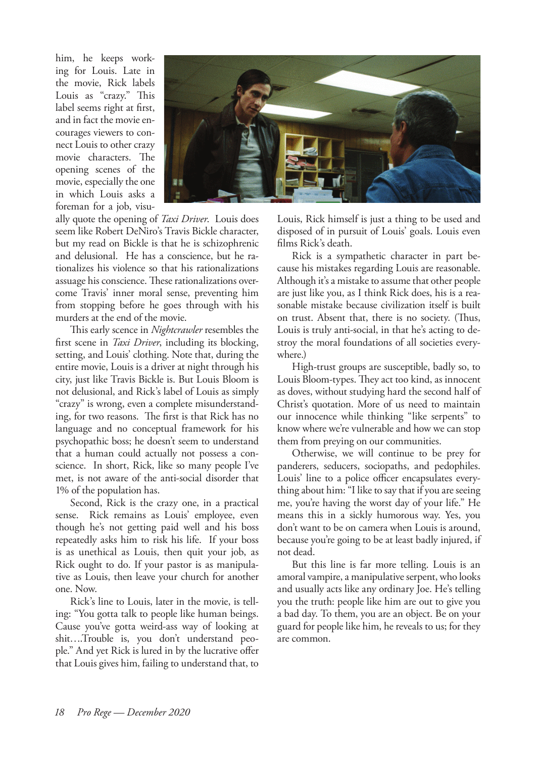him, he keeps working for Louis. Late in the movie, Rick labels Louis as "crazy." This label seems right at first, and in fact the movie encourages viewers to connect Louis to other crazy movie characters. The opening scenes of the movie, especially the one in which Louis asks a foreman for a job, visually quote the opening of *Taxi Driver*. Louis does seem like Robert DeNiro's Travis Bickle character, but my read on Bickle is that he is schizophrenic and delusional. He has a conscience, but he rationalizes his violence so that his rationalizations assuage his conscience. These rationalizations overcome Travis' inner moral sense, preventing him from stopping before he goes through with his murders at the end of the movie.

This early scence in *Nightcrawler* resembles the first scene in *Taxi Driver*, including its blocking, setting, and Louis' clothing. Note that, during the entire movie, Louis is a driver at night through his city, just like Travis Bickle is. But Louis Bloom is not delusional, and Rick's label of Louis as simply "crazy" is wrong, even a complete misunderstanding, for two reasons. The first is that Rick has no language and no conceptual framework for his psychopathic boss; he doesn't seem to understand that a human could actually not possess a conscience. In short, Rick, like so many people I've met, is not aware of the anti-social disorder that 1% of the population has.

Second, Rick is the crazy one, in a practical sense. Rick remains as Louis' employee, even though he's not getting paid well and his boss repeatedly asks him to risk his life. If your boss is as unethical as Louis, then quit your job, as Rick ought to do. If your pastor is as manipulative as Louis, then leave your church for another one. Now.

Rick's line to Louis, later in the movie, is telling: "You gotta talk to people like human beings. Cause you've gotta weird-ass way of looking at shit….Trouble is, you don't understand people." And yet Rick is lured in by the lucrative offer that Louis gives him, failing to understand that, to Louis, Rick himself is just a thing to be used and disposed of in pursuit of Louis' goals. Louis even films Rick's death.

Rick is a sympathetic character in part because his mistakes regarding Louis are reasonable. Although it's a mistake to assume that other people are just like you, as I think Rick does, his is a reasonable mistake because civilization itself is built on trust. Absent that, there is no society. (Thus, Louis is truly anti-social, in that he's acting to destroy the moral foundations of all societies everywhere.)

High-trust groups are susceptible, badly so, to Louis Bloom-types. They act too kind, as innocent as doves, without studying hard the second half of Christ's quotation. More of us need to maintain our innocence while thinking "like serpents" to know where we're vulnerable and how we can stop them from preying on our communities.

Otherwise, we will continue to be prey for panderers, seducers, sociopaths, and pedophiles. Louis' line to a police officer encapsulates everything about him: "I like to say that if you are seeing me, you're having the worst day of your life." He means this in a sickly humorous way. Yes, you don't want to be on camera when Louis is around, because you're going to be at least badly injured, if not dead.

But this line is far more telling. Louis is an amoral vampire, a manipulative serpent, who looks and usually acts like any ordinary Joe. He's telling you the truth: people like him are out to give you a bad day. To them, you are an object. Be on your guard for people like him, he reveals to us; for they are common.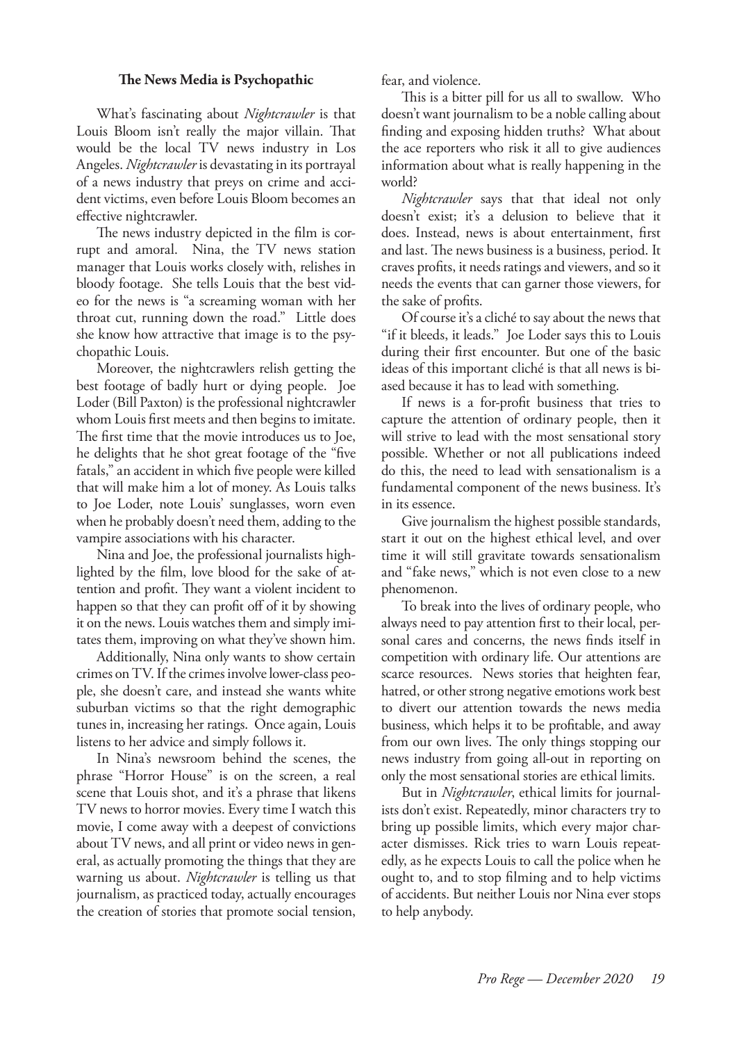### The News Media is Psychopathic

What's fascinating about *Nightcrawler* is that Louis Bloom isn't really the major villain. That would be the local TV news industry in Los Angeles. *Nightcrawler* is devastating in its portrayal of a news industry that preys on crime and accident victims, even before Louis Bloom becomes an effective nightcrawler.

The news industry depicted in the film is corrupt and amoral. Nina, the TV news station manager that Louis works closely with, relishes in bloody footage. She tells Louis that the best video for the news is "a screaming woman with her throat cut, running down the road." Little does she know how attractive that image is to the psychopathic Louis.

Moreover, the nightcrawlers relish getting the best footage of badly hurt or dying people. Joe Loder (Bill Paxton) is the professional nightcrawler whom Louis first meets and then begins to imitate. The first time that the movie introduces us to Joe, he delights that he shot great footage of the "five fatals," an accident in which five people were killed that will make him a lot of money. As Louis talks to Joe Loder, note Louis' sunglasses, worn even when he probably doesn't need them, adding to the vampire associations with his character.

Nina and Joe, the professional journalists highlighted by the film, love blood for the sake of attention and profit. They want a violent incident to happen so that they can profit off of it by showing it on the news. Louis watches them and simply imitates them, improving on what they've shown him.

Additionally, Nina only wants to show certain crimes on TV. If the crimes involve lower-class people, she doesn't care, and instead she wants white suburban victims so that the right demographic tunes in, increasing her ratings. Once again, Louis listens to her advice and simply follows it.

In Nina's newsroom behind the scenes, the phrase "Horror House" is on the screen, a real scene that Louis shot, and it's a phrase that likens TV news to horror movies. Every time I watch this movie, I come away with a deepest of convictions about TV news, and all print or video news in general, as actually promoting the things that they are warning us about. *Nightcrawler* is telling us that journalism, as practiced today, actually encourages the creation of stories that promote social tension, fear, and violence.

This is a bitter pill for us all to swallow. Who doesn't want journalism to be a noble calling about finding and exposing hidden truths? What about the ace reporters who risk it all to give audiences information about what is really happening in the world?

*Nightcrawler* says that that ideal not only doesn't exist; it's a delusion to believe that it does. Instead, news is about entertainment, first and last. The news business is a business, period. It craves profits, it needs ratings and viewers, and so it needs the events that can garner those viewers, for the sake of profits.

Of course it's a cliché to say about the news that "if it bleeds, it leads." Joe Loder says this to Louis during their first encounter. But one of the basic ideas of this important cliché is that all news is biased because it has to lead with something.

If news is a for-profit business that tries to capture the attention of ordinary people, then it will strive to lead with the most sensational story possible. Whether or not all publications indeed do this, the need to lead with sensationalism is a fundamental component of the news business. It's in its essence.

Give journalism the highest possible standards, start it out on the highest ethical level, and over time it will still gravitate towards sensationalism and "fake news," which is not even close to a new phenomenon.

To break into the lives of ordinary people, who always need to pay attention first to their local, personal cares and concerns, the news finds itself in competition with ordinary life. Our attentions are scarce resources. News stories that heighten fear, hatred, or other strong negative emotions work best to divert our attention towards the news media business, which helps it to be profitable, and away from our own lives. The only things stopping our news industry from going all-out in reporting on only the most sensational stories are ethical limits.

But in *Nightcrawler*, ethical limits for journalists don't exist. Repeatedly, minor characters try to bring up possible limits, which every major character dismisses. Rick tries to warn Louis repeatedly, as he expects Louis to call the police when he ought to, and to stop filming and to help victims of accidents. But neither Louis nor Nina ever stops to help anybody.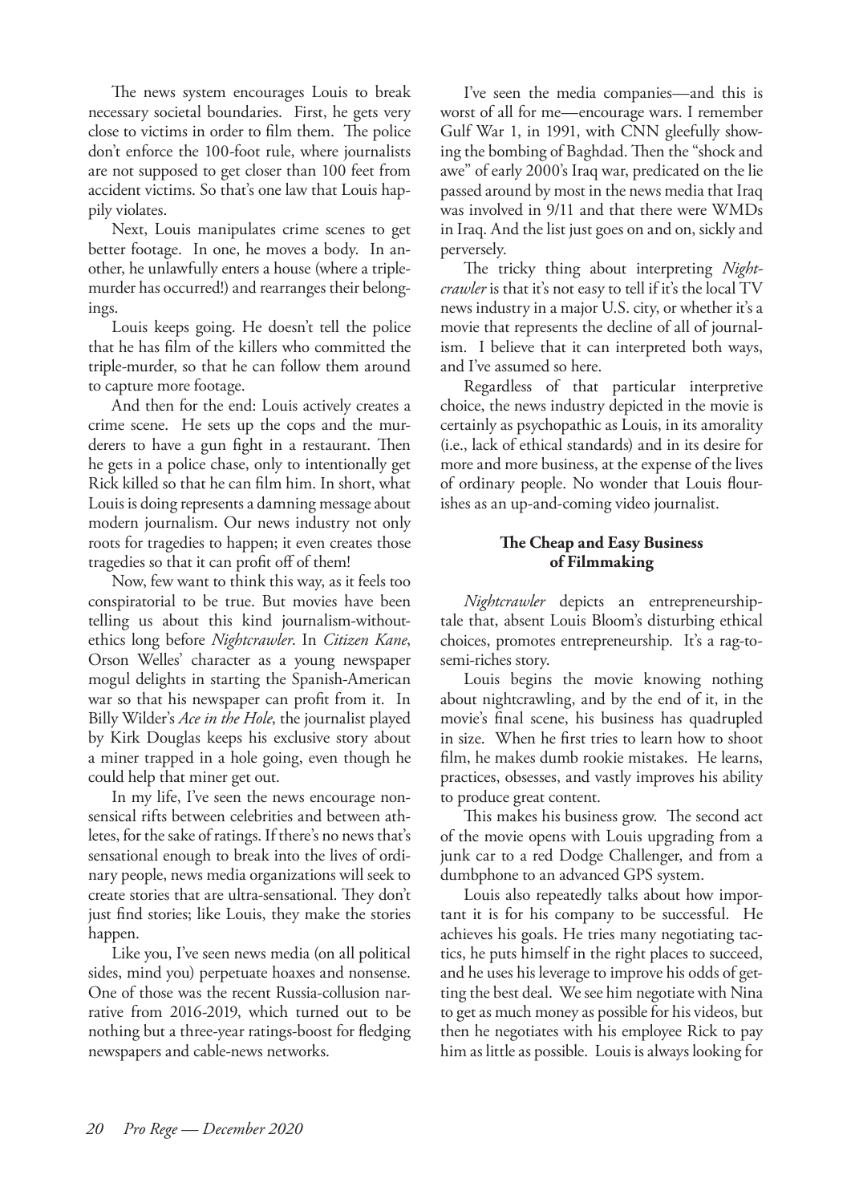The news system encourages Louis to break necessary societal boundaries. First, he gets very close to victims in order to film them. The police don't enforce the 100-foot rule, where journalists are not supposed to get closer than 100 feet from accident victims. So that's one law that Louis happily violates.

Next, Louis manipulates crime scenes to get better footage. In one, he moves a body. In another, he unlawfully enters a house (where a triple-murder has occurred!) and rearranges their belongings.

Louis keeps going. He doesn't tell the police that he has film of the killers who committed the triple-murder, so that he can follow them around to capture more footage.

And then for the end: Louis actively creates a crime scene. He sets up the cops and the murderers to have a gun fight in a restaurant. Then he gets in a police chase, only to intentionally get Rick killed so that he can film him. In short, what Louis is doing represents a damning message about modern journalism. Our news industry not only roots for tragedies to happen; it even creates those tragedies so that it can profit off of them!

Now, few want to think this way, as it feels too conspiratorial to be true. But movies have been telling us about this kind journalism-without-ethics long before *Nightcrawler*. In *Citizen Kane*, Orson Welles' character as a young newspaper mogul delights in starting the Spanish-American war so that his newspaper can profit from it. In Billy Wilder's *Ace in the Hole*, the journalist played by Kirk Douglas keeps his exclusive story about a miner trapped in a hole going, even though he could help that miner get out.

In my life, I've seen the news encourage nonsensical rifts between celebrities and between athletes, for the sake of ratings. If there's no news that's sensational enough to break into the lives of ordinary people, news media organizations will seek to create stories that are ultra-sensational. They don't just find stories; like Louis, they make the stories happen.

Like you, I've seen news media (on all political sides, mind you) perpetuate hoaxes and nonsense. One of those was the recent Russia-collusion narrative from 2016-2019, which turned out to be nothing but a three-year ratings-boost for fledging newspapers and cable-news networks.

I've seen the media companies—and this is worst of all for me—encourage wars. I remember Gulf War 1, in 1991, with CNN gleefully showing the bombing of Baghdad. Then the "shock and awe" of early 2000's Iraq war, predicated on the lie passed around by most in the news media that Iraq was involved in 9/11 and that there were WMDs in Iraq. And the list just goes on and on, sickly and perversely.

The tricky thing about interpreting *Nightcrawler* is that it's not easy to tell if it's the local TV news industry in a major U.S. city, or whether it's a movie that represents the decline of all of journalism. I believe that it can interpreted both ways, and I've assumed so here.

Regardless of that particular interpretive choice, the news industry depicted in the movie is certainly as psychopathic as Louis, in its amorality (i.e., lack of ethical standards) and in its desire for more and more business, at the expense of the lives of ordinary people. No wonder that Louis flourishes as an up-and-coming video journalist.

### The Cheap and Easy Business of Filmmaking

*Nightcrawler* depicts an entrepreneurship-tale that, absent Louis Bloom's disturbing ethical choices, promotes entrepreneurship. It's a rag-to-semi-riches story.

Louis begins the movie knowing nothing about nightcrawling, and by the end of it, in the movie's final scene, his business has quadrupled in size. When he first tries to learn how to shoot film, he makes dumb rookie mistakes. He learns, practices, obsesses, and vastly improves his ability to produce great content.

This makes his business grow. The second act of the movie opens with Louis upgrading from a junk car to a red Dodge Challenger, and from a dumbphone to an advanced GPS system.

Louis also repeatedly talks about how important it is for his company to be successful. He achieves his goals. He tries many negotiating tactics, he puts himself in the right places to succeed, and he uses his leverage to improve his odds of getting the best deal. We see him negotiate with Nina to get as much money as possible for his videos, but then he negotiates with his employee Rick to pay him as little as possible. Louis is always looking for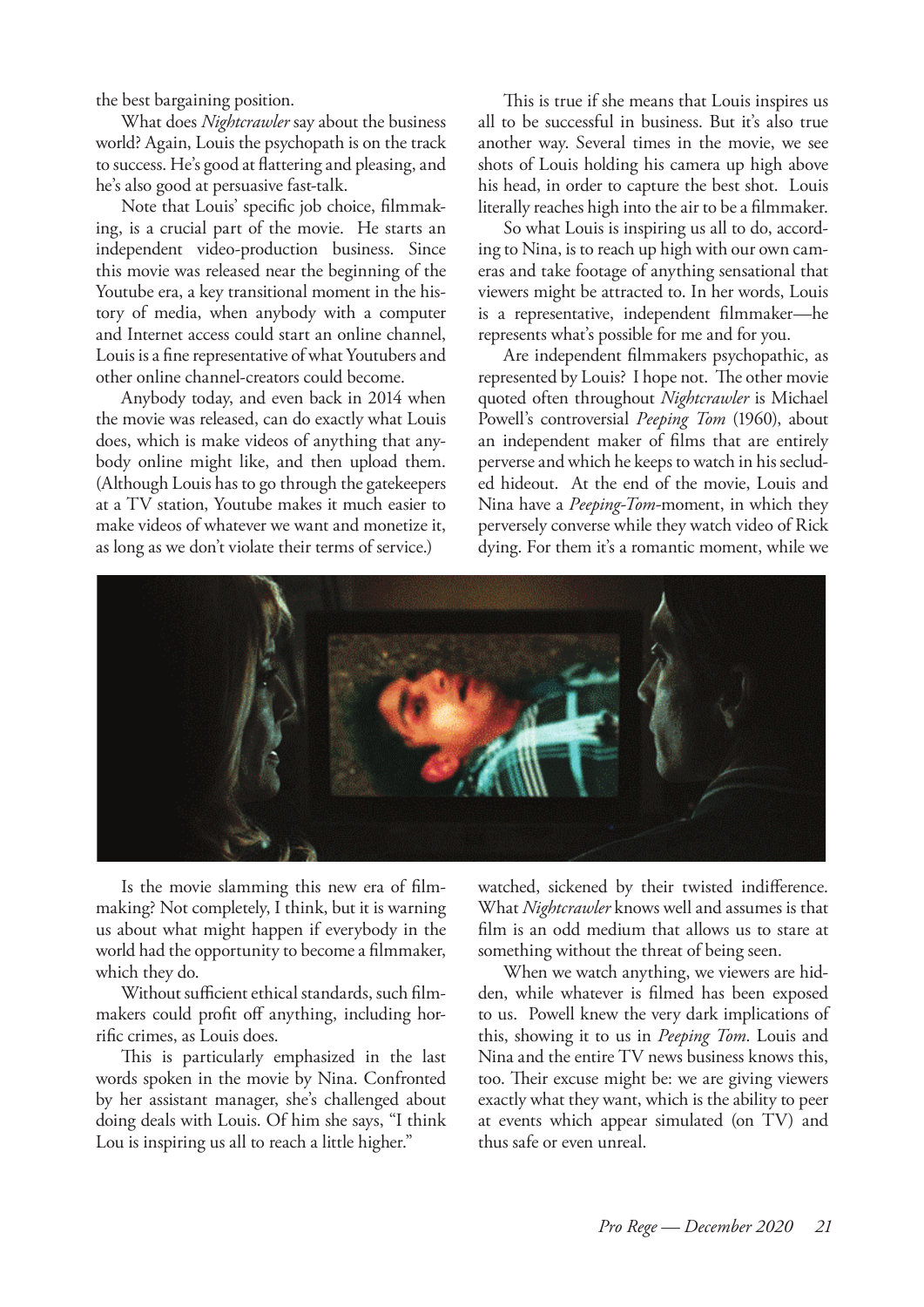the best bargaining position.

What does *Nightcrawler* say about the business world? Again, Louis the psychopath is on the track to success. He's good at flattering and pleasing, and he's also good at persuasive fast-talk.

Note that Louis' specific job choice, filmmaking, is a crucial part of the movie. He starts an independent video-production business. Since this movie was released near the beginning of the Youtube era, a key transitional moment in the history of media, when anybody with a computer and Internet access could start an online channel, Louis is a fine representative of what Youtubers and other online channel-creators could become.

Anybody today, and even back in 2014 when the movie was released, can do exactly what Louis does, which is make videos of anything that anybody online might like, and then upload them. (Although Louis has to go through the gatekeepers at a TV station, Youtube makes it much easier to make videos of whatever we want and monetize it, as long as we don't violate their terms of service.)

Is the movie slamming this new era of filmmaking? Not completely, I think, but it is warning us about what might happen if everybody in the world had the opportunity to become a filmmaker, which they do.

Without sufficient ethical standards, such filmmakers could profit off anything, including horrific crimes, as Louis does.

This is particularly emphasized in the last words spoken in the movie by Nina. Confronted by her assistant manager, she's challenged about doing deals with Louis. Of him she says, "I think Lou is inspiring us all to reach a little higher."

This is true if she means that Louis inspires us all to be successful in business. But it's also true another way. Several times in the movie, we see shots of Louis holding his camera up high above his head, in order to capture the best shot. Louis literally reaches high into the air to be a filmmaker.

So what Louis is inspiring us all to do, according to Nina, is to reach up high with our own cameras and take footage of anything sensational that viewers might be attracted to. In her words, Louis is a representative, independent filmmaker—he represents what's possible for me and for you.

Are independent filmmakers psychopathic, as represented by Louis? I hope not. The other movie quoted often throughout *Nightcrawler* is Michael Powell's controversial *Peeping Tom* (1960), about an independent maker of films that are entirely perverse and which he keeps to watch in his secluded hideout. At the end of the movie, Louis and Nina have a *Peeping-Tom*-moment, in which they perversely converse while they watch video of Rick dying. For them it's a romantic moment, while we watched, sickened by their twisted indifference. What *Nightcrawler* knows well and assumes is that film is an odd medium that allows us to stare at something without the threat of being seen.

When we watch anything, we viewers are hidden, while whatever is filmed has been exposed to us. Powell knew the very dark implications of this, showing it to us in *Peeping Tom*. Louis and Nina and the entire TV news business knows this, too. Their excuse might be: we are giving viewers exactly what they want, which is the ability to peer at events which appear simulated (on TV) and thus safe or even unreal.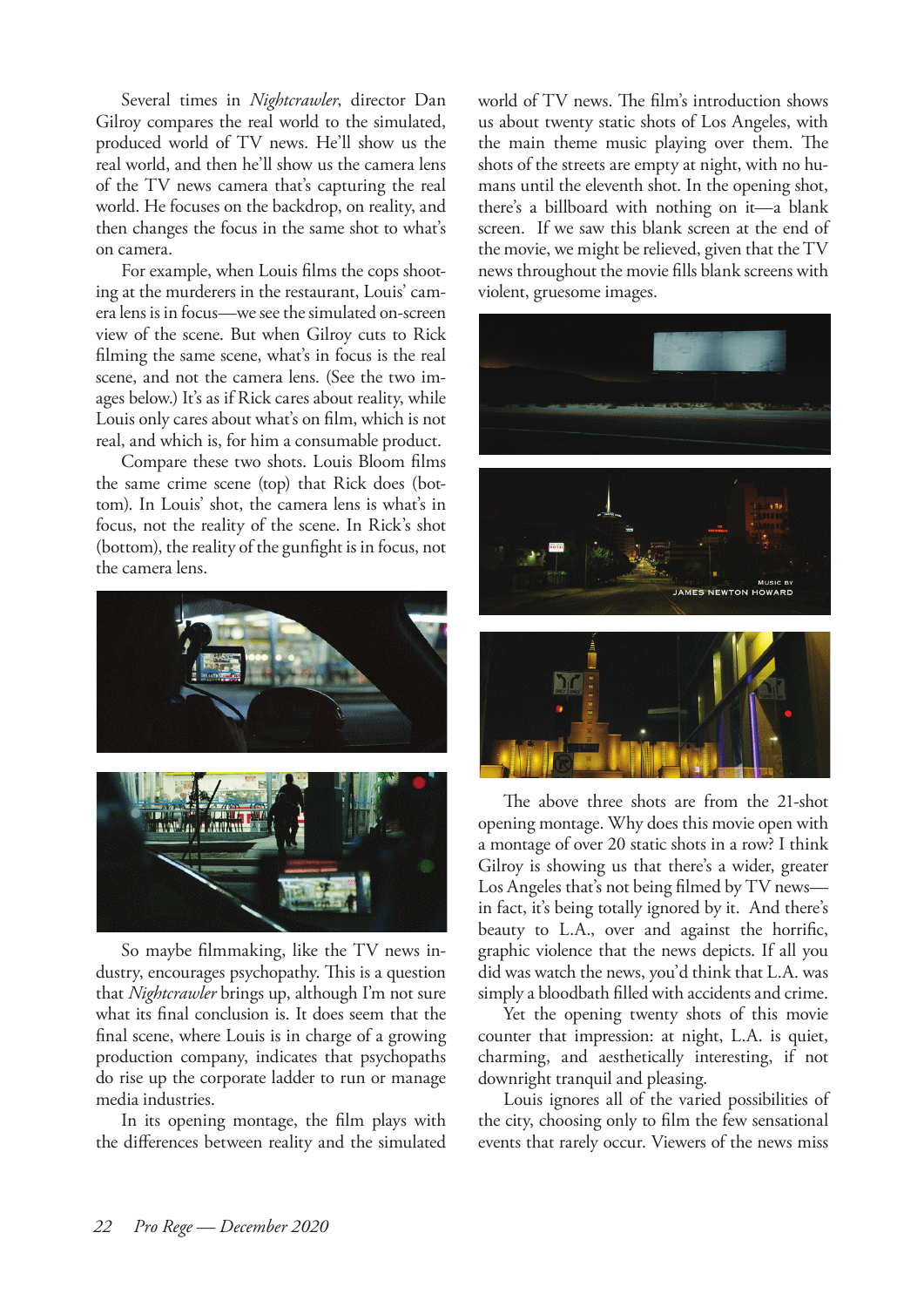Several times in *Nightcrawler*, director Dan Gilroy compares the real world to the simulated, produced world of TV news. He'll show us the real world, and then he'll show us the camera lens of the TV news camera that's capturing the real world. He focuses on the backdrop, on reality, and then changes the focus in the same shot to what's on camera.

For example, when Louis films the cops shooting at the murderers in the restaurant, Louis' camera lens is in focus—we see the simulated on-screen view of the scene. But when Gilroy cuts to Rick filming the same scene, what's in focus is the real scene, and not the camera lens. (See the two images below.) It's as if Rick cares about reality, while Louis only cares about what's on film, which is not real, and which is, for him a consumable product.

Compare these two shots. Louis Bloom films the same crime scene (top) that Rick does (bottom). In Louis' shot, the camera lens is what's in focus, not the reality of the scene. In Rick's shot (bottom), the reality of the gunfight is in focus, not the camera lens.

So maybe filmmaking, like the TV news industry, encourages psychopathy. This is a question that *Nightcrawler* brings up, although I'm not sure what its final conclusion is. It does seem that the final scene, where Louis is in charge of a growing production company, indicates that psychopaths do rise up the corporate ladder to run or manage media industries.

In its opening montage, the film plays with the differences between reality and the simulated world of TV news. The film's introduction shows us about twenty static shots of Los Angeles, with the main theme music playing over them. The shots of the streets are empty at night, with no humans until the eleventh shot. In the opening shot, there's a billboard with nothing on it—a blank screen. If we saw this blank screen at the end of the movie, we might be relieved, given that the TV news throughout the movie fills blank screens with violent, gruesome images.

The above three shots are from the 21-shot opening montage. Why does this movie open with a montage of over 20 static shots in a row? I think Gilroy is showing us that there's a wider, greater Los Angeles that's not being filmed by TV news—in fact, it's being totally ignored by it. And there's beauty to L.A., over and against the horrific, graphic violence that the news depicts. If all you did was watch the news, you'd think that L.A. was simply a bloodbath filled with accidents and crime.

Yet the opening twenty shots of this movie counter that impression: at night, L.A. is quiet, charming, and aesthetically interesting, if not downright tranquil and pleasing.

Louis ignores all of the varied possibilities of the city, choosing only to film the few sensational events that rarely occur. Viewers of the news miss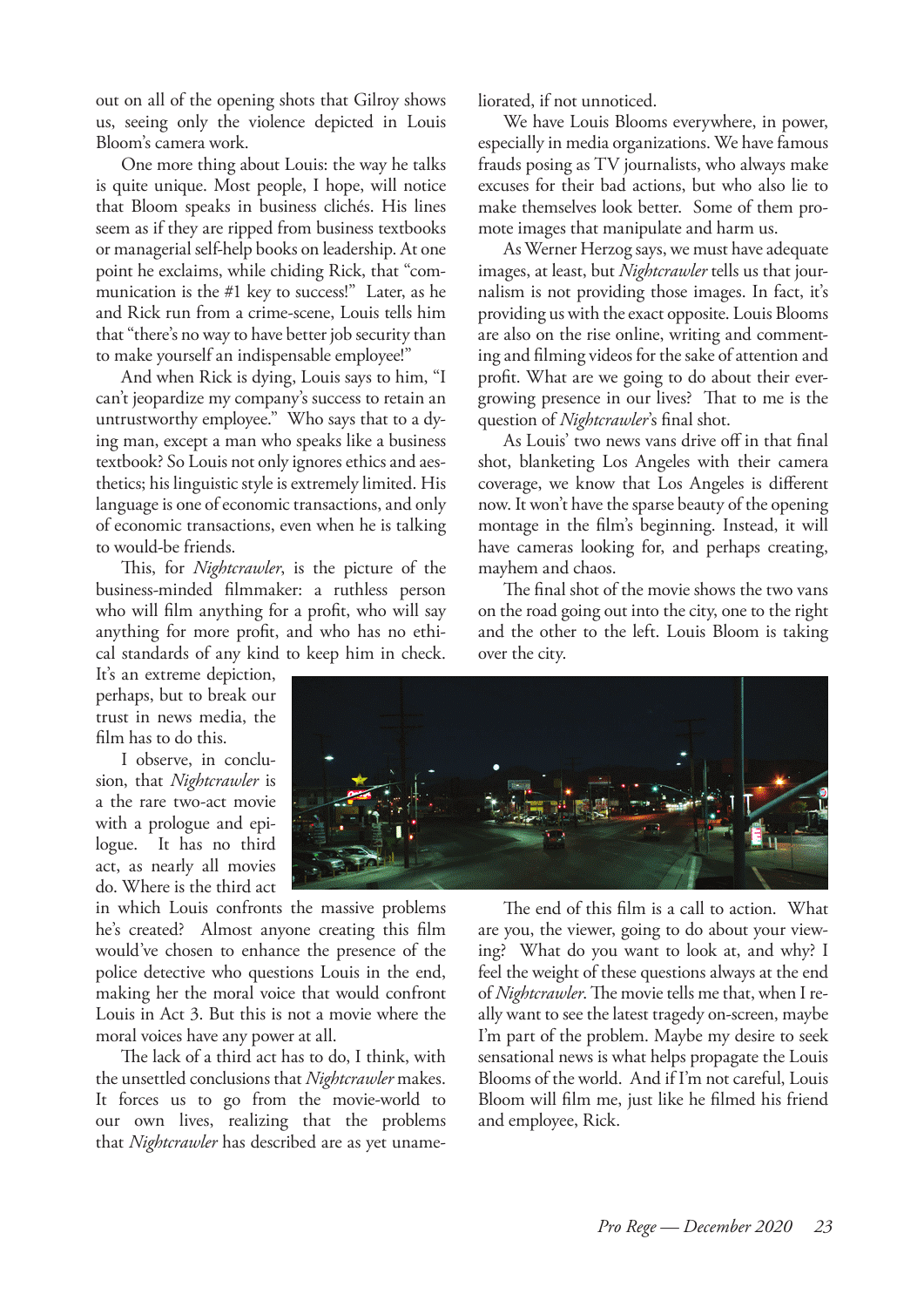out on all of the opening shots that Gilroy shows us, seeing only the violence depicted in Louis Bloom's camera work.

One more thing about Louis: the way he talks is quite unique. Most people, I hope, will notice that Bloom speaks in business clichés. His lines seem as if they are ripped from business textbooks or managerial self-help books on leadership. At one point he exclaims, while chiding Rick, that "communication is the #1 key to success!" Later, as he and Rick run from a crime-scene, Louis tells him that "there's no way to have better job security than to make yourself an indispensable employee!"

And when Rick is dying, Louis says to him, "I can't jeopardize my company's success to retain an untrustworthy employee." Who says that to a dying man, except a man who speaks like a business textbook? So Louis not only ignores ethics and aesthetics; his linguistic style is extremely limited. His language is one of economic transactions, and only of economic transactions, even when he is talking to would-be friends.

This, for *Nightcrawler*, is the picture of the business-minded filmmaker: a ruthless person who will film anything for a profit, who will say anything for more profit, and who has no ethical standards of any kind to keep him in check. It's an extreme depiction, perhaps, but to break our trust in news media, the film has to do this.

I observe, in conclusion, that *Nightcrawler* is a the rare two-act movie with a prologue and epilogue. It has no third act, as nearly all movies do. Where is the third act in which Louis confronts the massive problems he's created? Almost anyone creating this film would've chosen to enhance the presence of the police detective who questions Louis in the end, making her the moral voice that would confront Louis in Act 3. But this is not a movie where the moral voices have any power at all.

The lack of a third act has to do, I think, with the unsettled conclusions that *Nightcrawler* makes. It forces us to go from the movie-world to our own lives, realizing that the problems that *Nightcrawler* has described are as yet unameliorated, if not unnoticed.

We have Louis Blooms everywhere, in power, especially in media organizations. We have famous frauds posing as TV journalists, who always make excuses for their bad actions, but who also lie to make themselves look better. Some of them promote images that manipulate and harm us.

As Werner Herzog says, we must have adequate images, at least, but *Nightcrawler* tells us that journalism is not providing those images. In fact, it's providing us with the exact opposite. Louis Blooms are also on the rise online, writing and commenting and filming videos for the sake of attention and profit. What are we going to do about their ever-growing presence in our lives? That to me is the question of *Nightcrawler*'s final shot.

As Louis' two news vans drive off in that final shot, blanketing Los Angeles with their camera coverage, we know that Los Angeles is different now. It won't have the sparse beauty of the opening montage in the film's beginning. Instead, it will have cameras looking for, and perhaps creating, mayhem and chaos.

The final shot of the movie shows the two vans on the road going out into the city, one to the right and the other to the left. Louis Bloom is taking over the city.

The end of this film is a call to action. What are you, the viewer, going to do about your viewing? What do you want to look at, and why? I feel the weight of these questions always at the end of *Nightcrawler*. The movie tells me that, when I really want to see the latest tragedy on-screen, maybe I'm part of the problem. Maybe my desire to seek sensational news is what helps propagate the Louis Blooms of the world. And if I'm not careful, Louis Bloom will film me, just like he filmed his friend and employee, Rick.